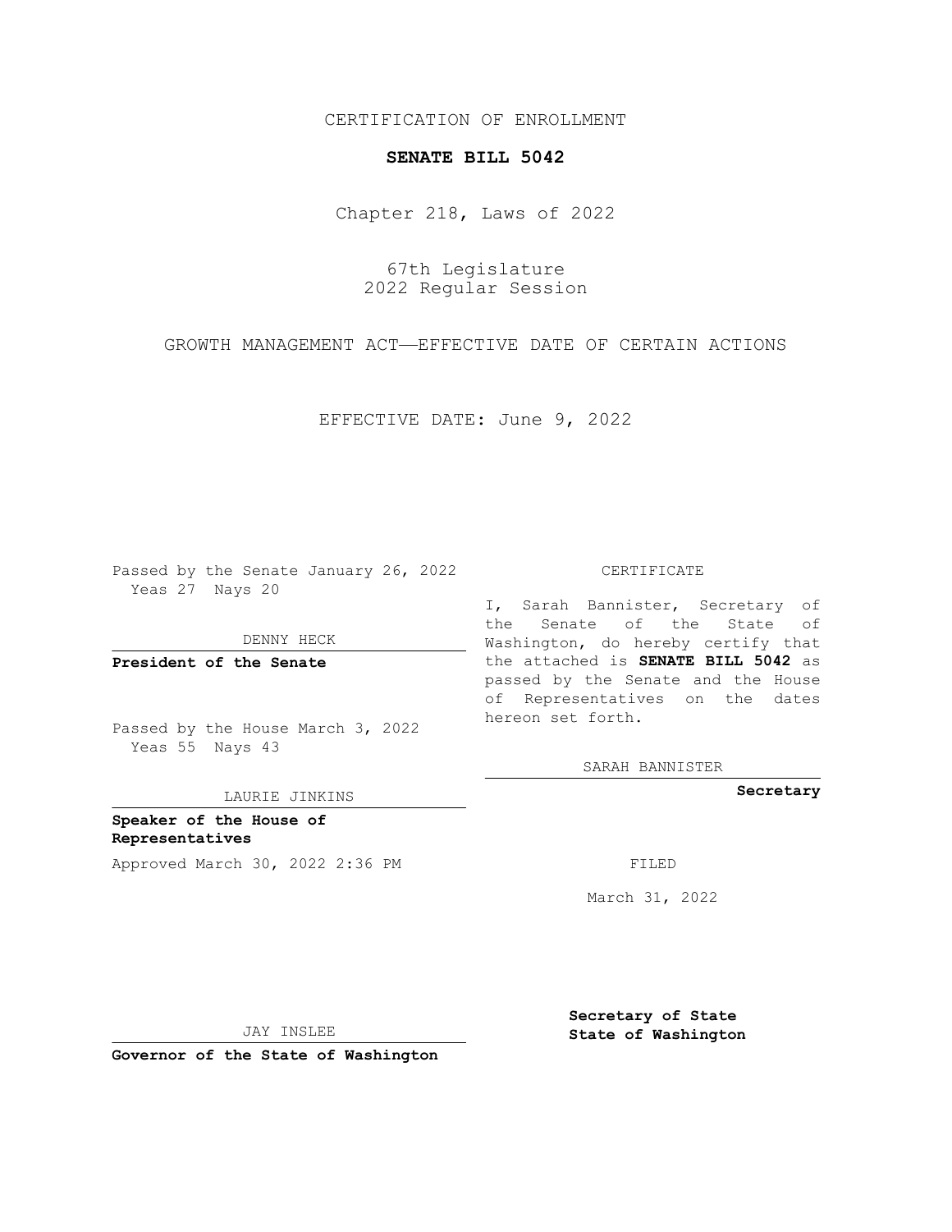CERTIFICATION OF ENROLLMENT

**SENATE BILL 5042**

Chapter 218, Laws of 2022

67th Legislature
2022 Regular Session

GROWTH MANAGEMENT ACT—EFFECTIVE DATE OF CERTAIN ACTIONS

EFFECTIVE DATE: June 9, 2022

Passed by the Senate January 26, 2022
Yeas 27 Nays 20

DENNY HECK

**President of the Senate**

Passed by the House March 3, 2022
Yeas 55 Nays 43

LAURIE JINKINS

**Speaker of the House of Representatives**

Approved March 30, 2022 2:36 PM

JAY INSLEE

**Governor of the State of Washington**

CERTIFICATE

I, Sarah Bannister, Secretary of the Senate of the State of Washington, do hereby certify that the attached is **SENATE BILL 5042** as passed by the Senate and the House of Representatives on the dates hereon set forth.

SARAH BANNISTER

**Secretary**

FILED

March 31, 2022

**Secretary of State**
**State of Washington**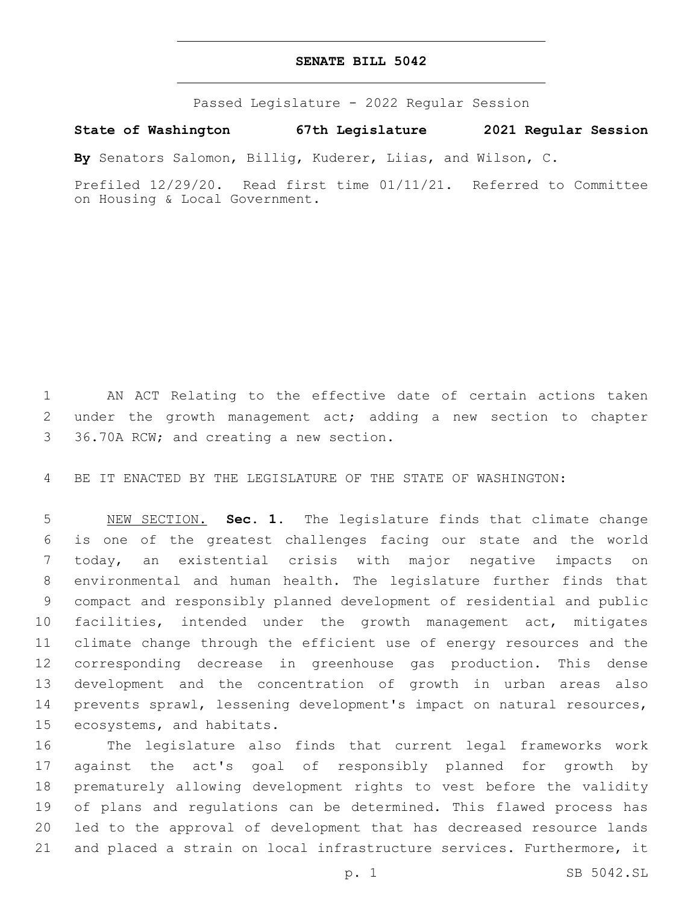# SENATE BILL 5042

Passed Legislature - 2022 Regular Session

**State of Washington 67th Legislature 2021 Regular Session**

**By** Senators Salomon, Billig, Kuderer, Liias, and Wilson, C.

Prefiled 12/29/20. Read first time 01/11/21. Referred to Committee on Housing & Local Government.

AN ACT Relating to the effective date of certain actions taken under the growth management act; adding a new section to chapter 36.70A RCW; and creating a new section.

BE IT ENACTED BY THE LEGISLATURE OF THE STATE OF WASHINGTON:

NEW SECTION. **Sec. 1.** The legislature finds that climate change is one of the greatest challenges facing our state and the world today, an existential crisis with major negative impacts on environmental and human health. The legislature further finds that compact and responsibly planned development of residential and public facilities, intended under the growth management act, mitigates climate change through the efficient use of energy resources and the corresponding decrease in greenhouse gas production. This dense development and the concentration of growth in urban areas also prevents sprawl, lessening development's impact on natural resources, ecosystems, and habitats.

The legislature also finds that current legal frameworks work against the act's goal of responsibly planned for growth by prematurely allowing development rights to vest before the validity of plans and regulations can be determined. This flawed process has led to the approval of development that has decreased resource lands and placed a strain on local infrastructure services. Furthermore, it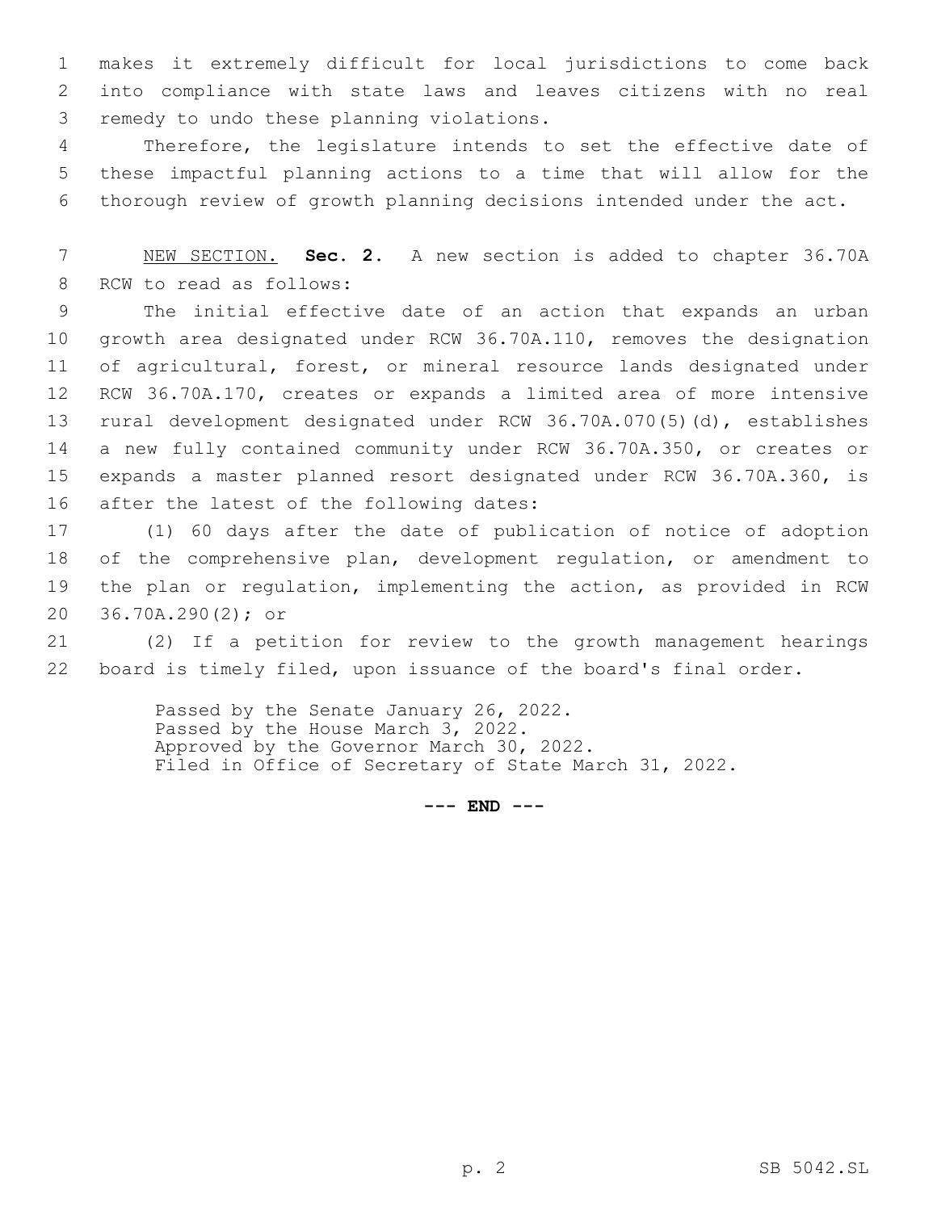makes it extremely difficult for local jurisdictions to come back into compliance with state laws and leaves citizens with no real remedy to undo these planning violations.

Therefore, the legislature intends to set the effective date of these impactful planning actions to a time that will allow for the thorough review of growth planning decisions intended under the act.

NEW SECTION. **Sec. 2.** A new section is added to chapter 36.70A RCW to read as follows:

The initial effective date of an action that expands an urban growth area designated under RCW 36.70A.110, removes the designation of agricultural, forest, or mineral resource lands designated under RCW 36.70A.170, creates or expands a limited area of more intensive rural development designated under RCW 36.70A.070(5)(d), establishes a new fully contained community under RCW 36.70A.350, or creates or expands a master planned resort designated under RCW 36.70A.360, is after the latest of the following dates:

(1) 60 days after the date of publication of notice of adoption of the comprehensive plan, development regulation, or amendment to the plan or regulation, implementing the action, as provided in RCW 36.70A.290(2); or

(2) If a petition for review to the growth management hearings board is timely filed, upon issuance of the board's final order.

Passed by the Senate January 26, 2022.
Passed by the House March 3, 2022.
Approved by the Governor March 30, 2022.
Filed in Office of Secretary of State March 31, 2022.

**--- END ---**